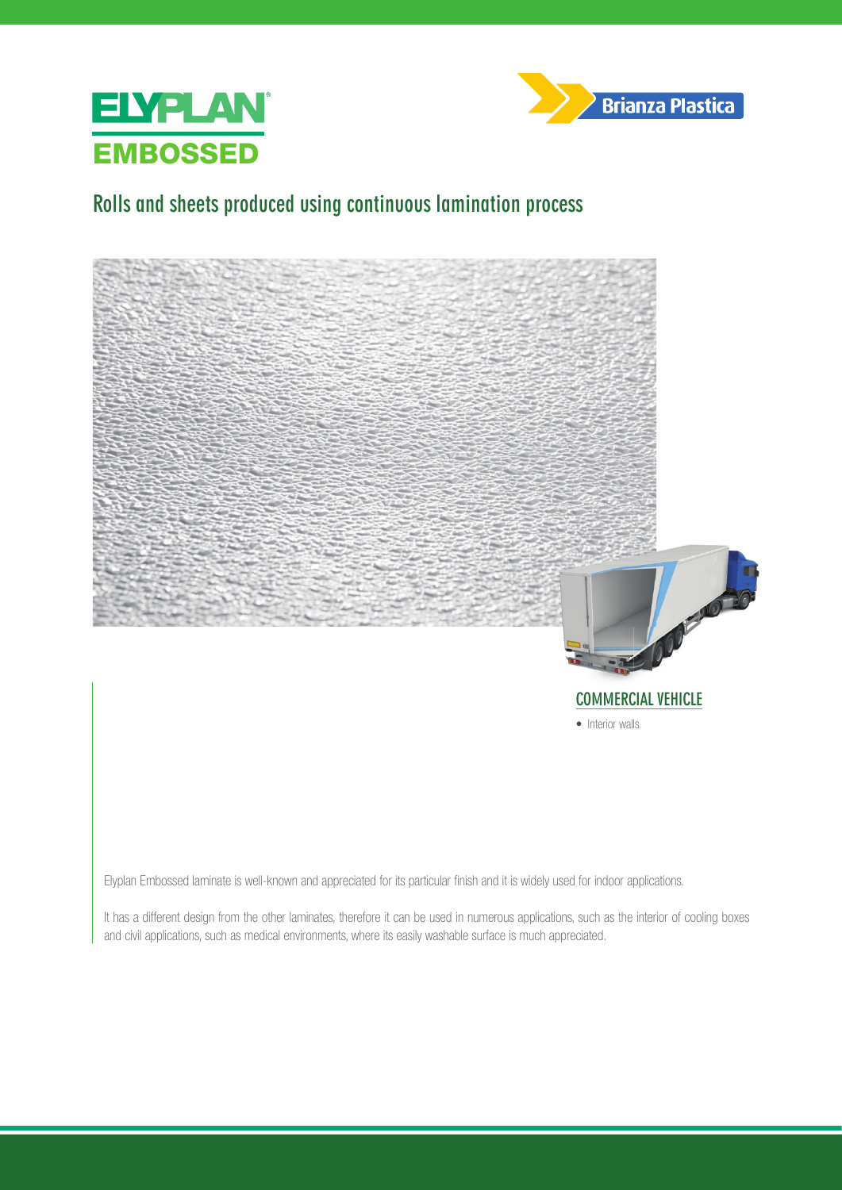# ELYPLAN® EMBOSSED

Brianza Plastica

## Rolls and sheets produced using continuous lamination process

### COMMERCIAL VEHICLE

- Interior walls

Elyplan Embossed laminate is well-known and appreciated for its particular finish and it is widely used for indoor applications.

It has a different design from the other laminates, therefore it can be used in numerous applications, such as the interior of cooling boxes and civil applications, such as medical environments, where its easily washable surface is much appreciated.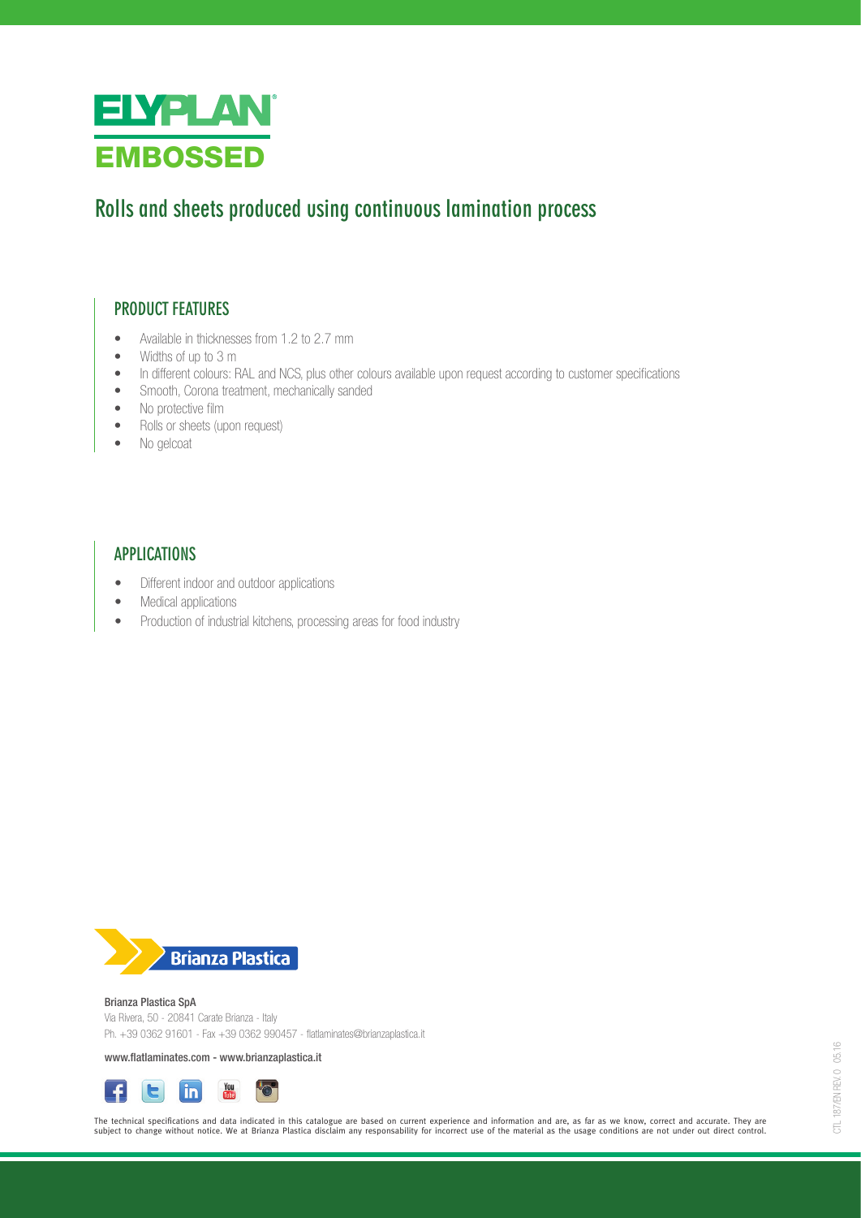# ELYPLAN®

## EMBOSSED

## Rolls and sheets produced using continuous lamination process

### PRODUCT FEATURES

- Available in thicknesses from 1.2 to 2.7 mm
- Widths of up to 3 m
- In different colours: RAL and NCS, plus other colours available upon request according to customer specifications
- Smooth, Corona treatment, mechanically sanded
- No protective film
- Rolls or sheets (upon request)
- No gelcoat

### APPLICATIONS

- Different indoor and outdoor applications
- Medical applications
- Production of industrial kitchens, processing areas for food industry

Brianza Plastica

**Brianza Plastica SpA**
Via Rivera, 50 - 20841 Carate Brianza - Italy
Ph. +39 0362 91601 - Fax +39 0362 990457 - flatlaminates@brianzaplastica.it

**www.flatlaminates.com - www.brianzaplastica.it**

The technical specifications and data indicated in this catalogue are based on current experience and information and are, as far as we know, correct and accurate. They are subject to change without notice. We at Brianza Plastica disclaim any responsability for incorrect use of the material as the usage conditions are not under out direct control.

CTL 187/EN REV. 0 05.16